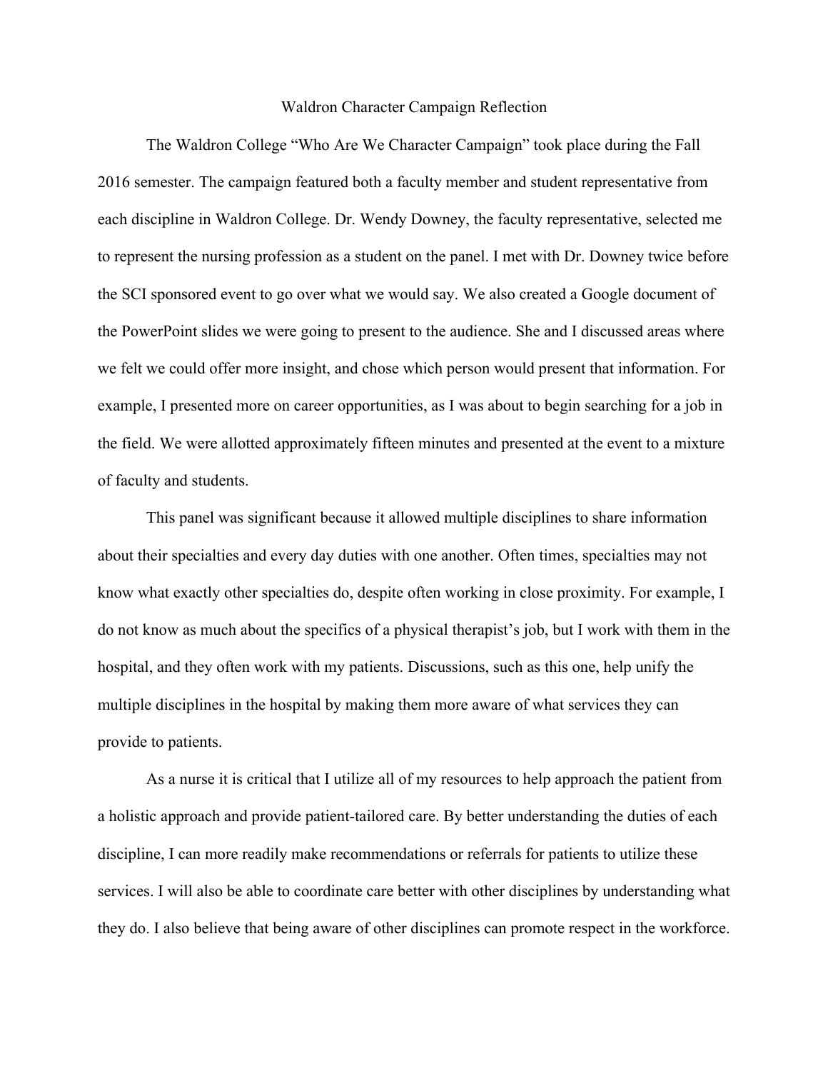# Waldron Character Campaign Reflection

The Waldron College "Who Are We Character Campaign" took place during the Fall 2016 semester. The campaign featured both a faculty member and student representative from each discipline in Waldron College. Dr. Wendy Downey, the faculty representative, selected me to represent the nursing profession as a student on the panel. I met with Dr. Downey twice before the SCI sponsored event to go over what we would say. We also created a Google document of the PowerPoint slides we were going to present to the audience. She and I discussed areas where we felt we could offer more insight, and chose which person would present that information. For example, I presented more on career opportunities, as I was about to begin searching for a job in the field. We were allotted approximately fifteen minutes and presented at the event to a mixture of faculty and students.

This panel was significant because it allowed multiple disciplines to share information about their specialties and every day duties with one another. Often times, specialties may not know what exactly other specialties do, despite often working in close proximity. For example, I do not know as much about the specifics of a physical therapist's job, but I work with them in the hospital, and they often work with my patients. Discussions, such as this one, help unify the multiple disciplines in the hospital by making them more aware of what services they can provide to patients.

As a nurse it is critical that I utilize all of my resources to help approach the patient from a holistic approach and provide patient-tailored care. By better understanding the duties of each discipline, I can more readily make recommendations or referrals for patients to utilize these services. I will also be able to coordinate care better with other disciplines by understanding what they do. I also believe that being aware of other disciplines can promote respect in the workforce.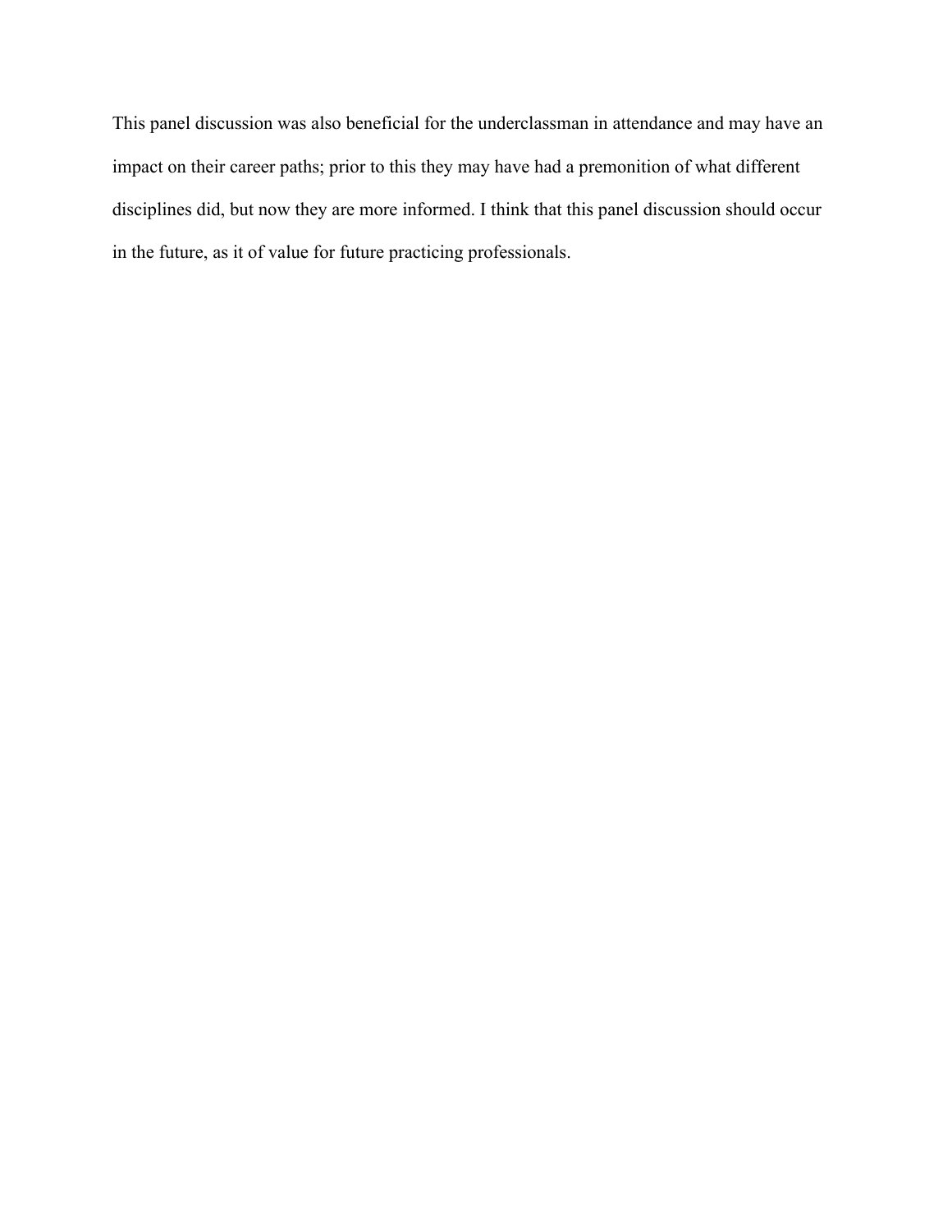This panel discussion was also beneficial for the underclassman in attendance and may have an impact on their career paths; prior to this they may have had a premonition of what different disciplines did, but now they are more informed. I think that this panel discussion should occur in the future, as it of value for future practicing professionals.